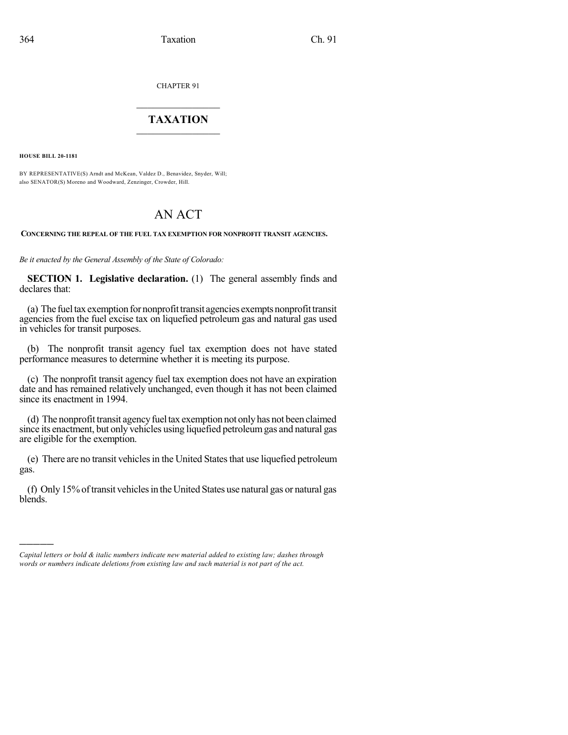CHAPTER 91

# TAXATION

**HOUSE BILL 20-1181**

BY REPRESENTATIVE(S) Arndt and McKean, Valdez D., Benavidez, Snyder, Will; also SENATOR(S) Moreno and Woodward, Zenzinger, Crowder, Hill.

# AN ACT

**CONCERNING THE REPEAL OF THE FUEL TAX EXEMPTION FOR NONPROFIT TRANSIT AGENCIES.**

*Be it enacted by the General Assembly of the State of Colorado:*

**SECTION 1. Legislative declaration.** (1) The general assembly finds and declares that:

(a) The fuel tax exemption for nonprofit transit agencies exempts nonprofit transit agencies from the fuel excise tax on liquefied petroleum gas and natural gas used in vehicles for transit purposes.

(b) The nonprofit transit agency fuel tax exemption does not have stated performance measures to determine whether it is meeting its purpose.

(c) The nonprofit transit agency fuel tax exemption does not have an expiration date and has remained relatively unchanged, even though it has not been claimed since its enactment in 1994.

(d) The nonprofit transit agency fuel tax exemption not only has not been claimed since its enactment, but only vehicles using liquefied petroleum gas and natural gas are eligible for the exemption.

(e) There are no transit vehicles in the United States that use liquefied petroleum gas.

(f) Only 15% of transit vehicles in the United States use natural gas or natural gas blends.

---

*Capital letters or bold & italic numbers indicate new material added to existing law; dashes through words or numbers indicate deletions from existing law and such material is not part of the act.*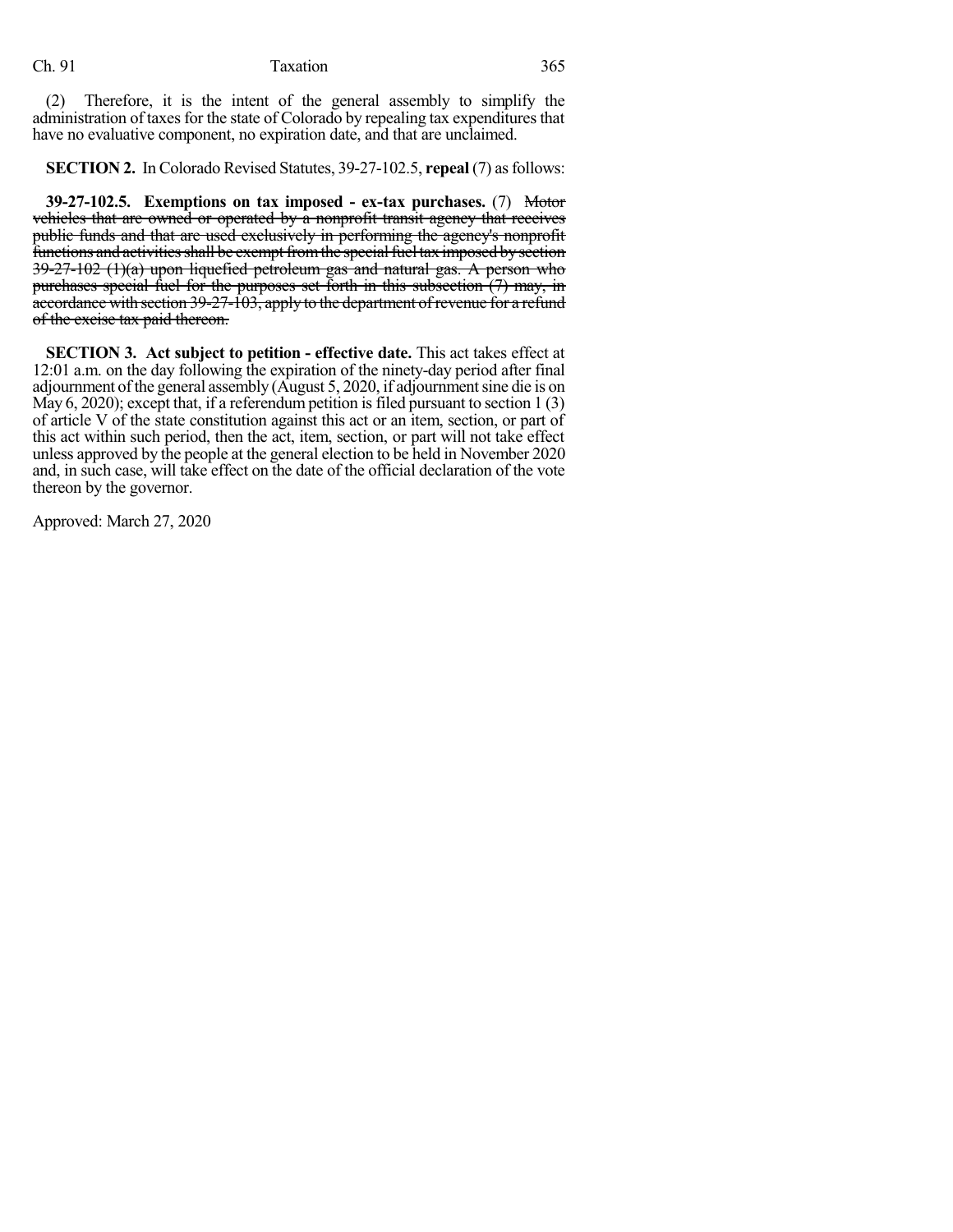(2) Therefore, it is the intent of the general assembly to simplify the administration of taxes for the state of Colorado by repealing tax expenditures that have no evaluative component, no expiration date, and that are unclaimed.

**SECTION 2.** In Colorado Revised Statutes, 39-27-102.5, **repeal** (7) as follows:

**39-27-102.5. Exemptions on tax imposed - ex-tax purchases.** (7) ~~Motor vehicles that are owned or operated by a nonprofit transit agency that receives public funds and that are used exclusively in performing the agency's nonprofit functions and activities shall be exempt from the special fuel tax imposed by section 39-27-102 (1)(a) upon liquefied petroleum gas and natural gas. A person who purchases special fuel for the purposes set forth in this subsection (7) may, in accordance with section 39-27-103, apply to the department of revenue for a refund of the excise tax paid thereon.~~

**SECTION 3. Act subject to petition - effective date.** This act takes effect at 12:01 a.m. on the day following the expiration of the ninety-day period after final adjournment of the general assembly (August 5, 2020, if adjournment sine die is on May 6, 2020); except that, if a referendum petition is filed pursuant to section 1 (3) of article V of the state constitution against this act or an item, section, or part of this act within such period, then the act, item, section, or part will not take effect unless approved by the people at the general election to be held in November 2020 and, in such case, will take effect on the date of the official declaration of the vote thereon by the governor.

Approved: March 27, 2020